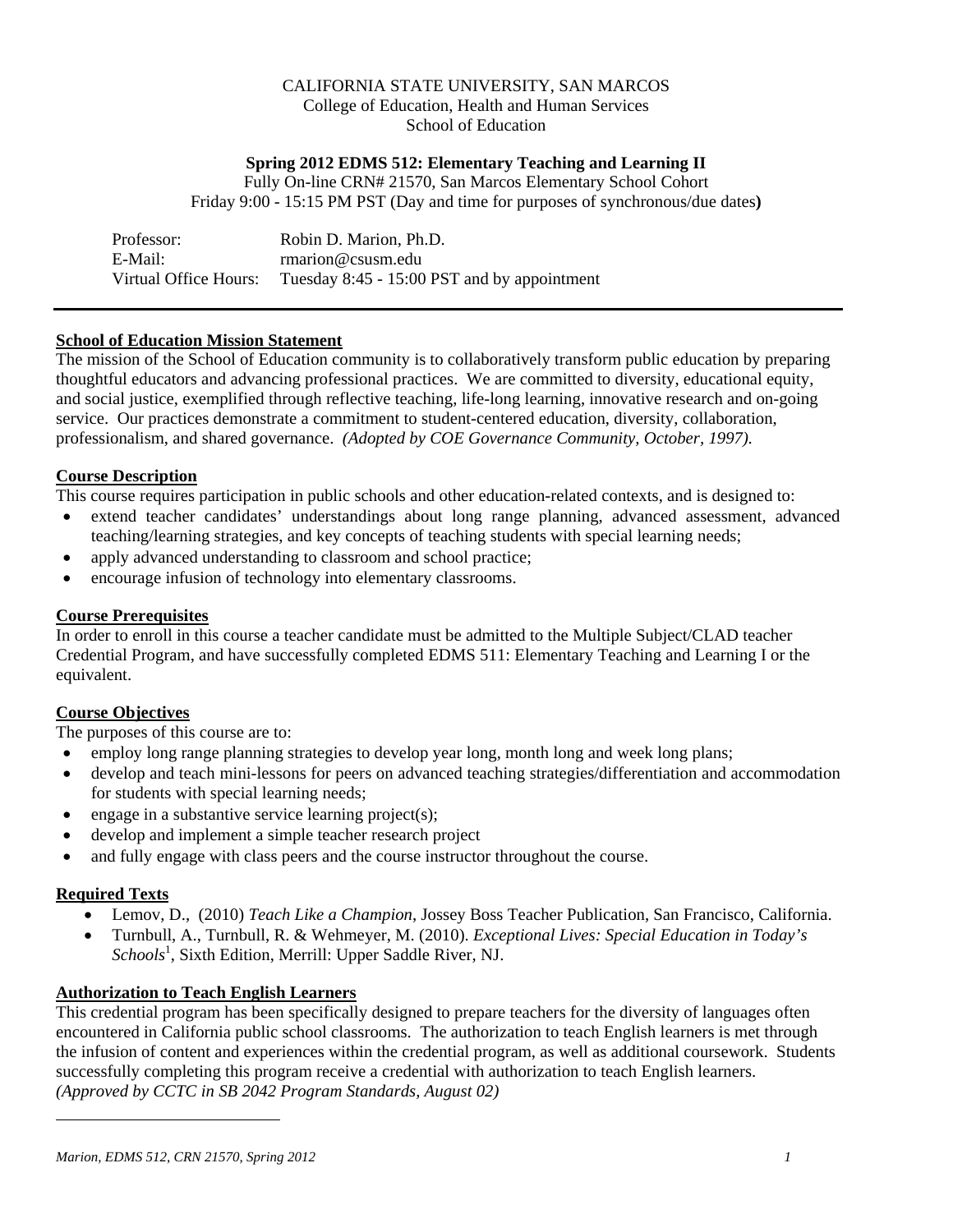CALIFORNIA STATE UNIVERSITY, SAN MARCOS
College of Education, Health and Human Services
School of Education

**Spring 2012 EDMS 512: Elementary Teaching and Learning II**
Fully On-line CRN# 21570, San Marcos Elementary School Cohort
Friday 9:00 - 15:15 PM PST (Day and time for purposes of synchronous/due dates**)**

| | |
|---|---|
| Professor: | Robin D. Marion, Ph.D. |
| E-Mail: | rmarion@csusm.edu |
| Virtual Office Hours: | Tuesday 8:45 - 15:00 PST and by appointment |

---

## School of Education Mission Statement

The mission of the School of Education community is to collaboratively transform public education by preparing thoughtful educators and advancing professional practices. We are committed to diversity, educational equity, and social justice, exemplified through reflective teaching, life-long learning, innovative research and on-going service. Our practices demonstrate a commitment to student-centered education, diversity, collaboration, professionalism, and shared governance. *(Adopted by COE Governance Community, October, 1997).*

## Course Description

This course requires participation in public schools and other education-related contexts, and is designed to:

- extend teacher candidates' understandings about long range planning, advanced assessment, advanced teaching/learning strategies, and key concepts of teaching students with special learning needs;
- apply advanced understanding to classroom and school practice;
- encourage infusion of technology into elementary classrooms.

## Course Prerequisites

In order to enroll in this course a teacher candidate must be admitted to the Multiple Subject/CLAD teacher Credential Program, and have successfully completed EDMS 511: Elementary Teaching and Learning I or the equivalent.

## Course Objectives

The purposes of this course are to:

- employ long range planning strategies to develop year long, month long and week long plans;
- develop and teach mini-lessons for peers on advanced teaching strategies/differentiation and accommodation for students with special learning needs;
- engage in a substantive service learning project(s);
- develop and implement a simple teacher research project
- and fully engage with class peers and the course instructor throughout the course.

## Required Texts

- Lemov, D., (2010) *Teach Like a Champion*, Jossey Boss Teacher Publication, San Francisco, California.
- Turnbull, A., Turnbull, R. & Wehmeyer, M. (2010). *Exceptional Lives: Special Education in Today's Schools*[1], Sixth Edition, Merrill: Upper Saddle River, NJ.

## Authorization to Teach English Learners

This credential program has been specifically designed to prepare teachers for the diversity of languages often encountered in California public school classrooms. The authorization to teach English learners is met through the infusion of content and experiences within the credential program, as well as additional coursework. Students successfully completing this program receive a credential with authorization to teach English learners. *(Approved by CCTC in SB 2042 Program Standards, August 02)*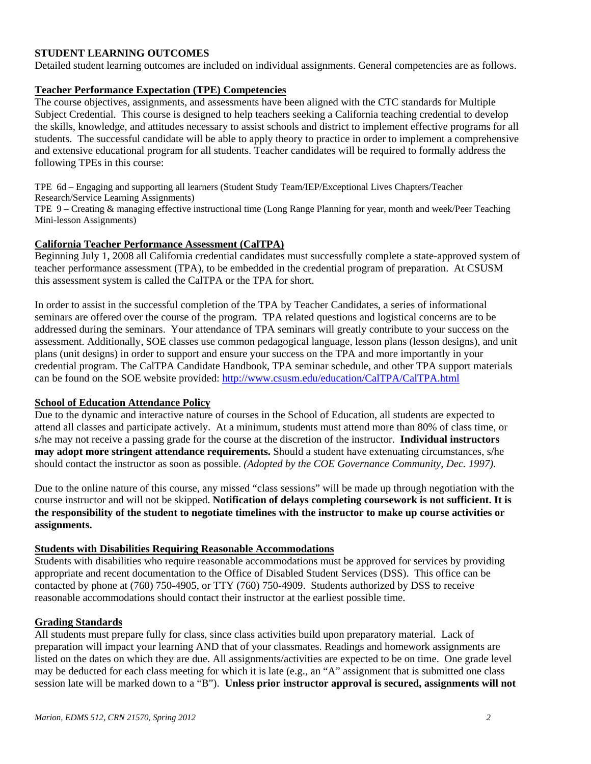## STUDENT LEARNING OUTCOMES

Detailed student learning outcomes are included on individual assignments. General competencies are as follows.

### Teacher Performance Expectation (TPE) Competencies

The course objectives, assignments, and assessments have been aligned with the CTC standards for Multiple Subject Credential. This course is designed to help teachers seeking a California teaching credential to develop the skills, knowledge, and attitudes necessary to assist schools and district to implement effective programs for all students. The successful candidate will be able to apply theory to practice in order to implement a comprehensive and extensive educational program for all students. Teacher candidates will be required to formally address the following TPEs in this course:

TPE 6d – Engaging and supporting all learners (Student Study Team/IEP/Exceptional Lives Chapters/Teacher Research/Service Learning Assignments)
TPE 9 – Creating & managing effective instructional time (Long Range Planning for year, month and week/Peer Teaching Mini-lesson Assignments)

### California Teacher Performance Assessment (CalTPA)

Beginning July 1, 2008 all California credential candidates must successfully complete a state-approved system of teacher performance assessment (TPA), to be embedded in the credential program of preparation. At CSUSM this assessment system is called the CalTPA or the TPA for short.

In order to assist in the successful completion of the TPA by Teacher Candidates, a series of informational seminars are offered over the course of the program. TPA related questions and logistical concerns are to be addressed during the seminars. Your attendance of TPA seminars will greatly contribute to your success on the assessment. Additionally, SOE classes use common pedagogical language, lesson plans (lesson designs), and unit plans (unit designs) in order to support and ensure your success on the TPA and more importantly in your credential program. The CalTPA Candidate Handbook, TPA seminar schedule, and other TPA support materials can be found on the SOE website provided: http://www.csusm.edu/education/CalTPA/CalTPA.html

### School of Education Attendance Policy

Due to the dynamic and interactive nature of courses in the School of Education, all students are expected to attend all classes and participate actively. At a minimum, students must attend more than 80% of class time, or s/he may not receive a passing grade for the course at the discretion of the instructor. **Individual instructors may adopt more stringent attendance requirements.** Should a student have extenuating circumstances, s/he should contact the instructor as soon as possible. *(Adopted by the COE Governance Community, Dec. 1997).*

Due to the online nature of this course, any missed "class sessions" will be made up through negotiation with the course instructor and will not be skipped. **Notification of delays completing coursework is not sufficient. It is the responsibility of the student to negotiate timelines with the instructor to make up course activities or assignments.**

### Students with Disabilities Requiring Reasonable Accommodations

Students with disabilities who require reasonable accommodations must be approved for services by providing appropriate and recent documentation to the Office of Disabled Student Services (DSS). This office can be contacted by phone at (760) 750-4905, or TTY (760) 750-4909. Students authorized by DSS to receive reasonable accommodations should contact their instructor at the earliest possible time.

### Grading Standards

All students must prepare fully for class, since class activities build upon preparatory material. Lack of preparation will impact your learning AND that of your classmates. Readings and homework assignments are listed on the dates on which they are due. All assignments/activities are expected to be on time. One grade level may be deducted for each class meeting for which it is late (e.g., an "A" assignment that is submitted one class session late will be marked down to a "B"). **Unless prior instructor approval is secured, assignments will not**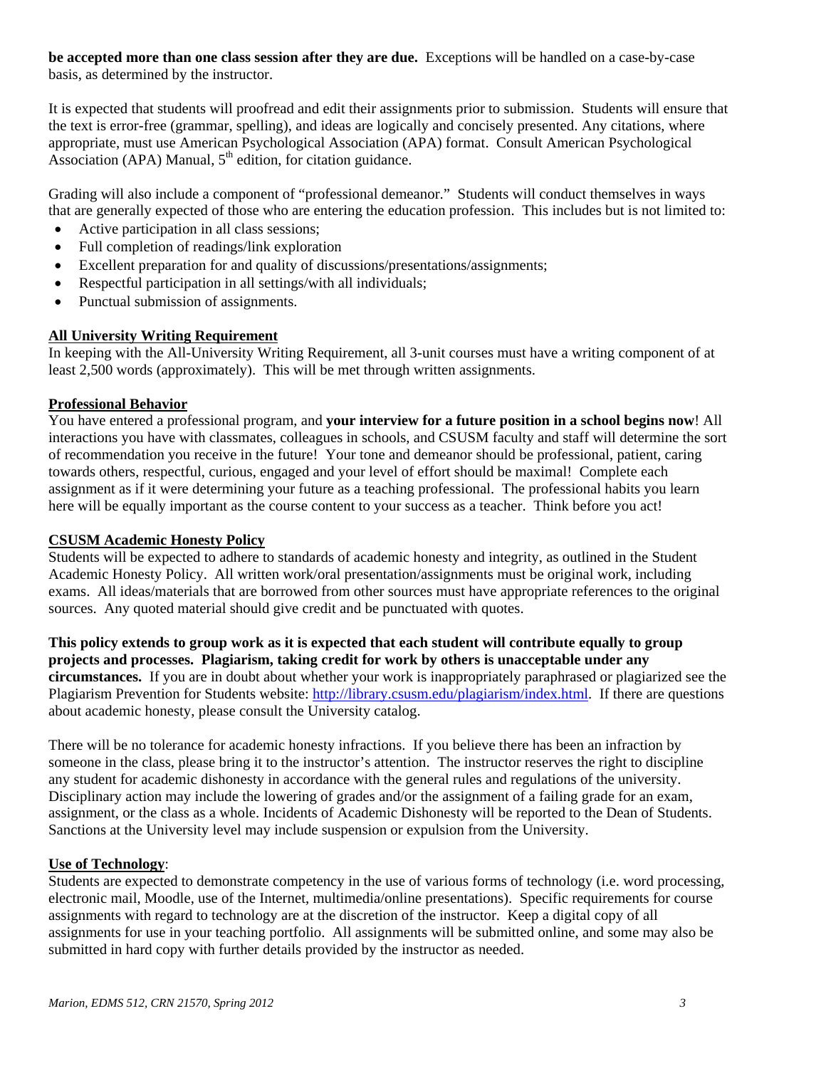**be accepted more than one class session after they are due.** Exceptions will be handled on a case-by-case basis, as determined by the instructor.

It is expected that students will proofread and edit their assignments prior to submission. Students will ensure that the text is error-free (grammar, spelling), and ideas are logically and concisely presented. Any citations, where appropriate, must use American Psychological Association (APA) format. Consult American Psychological Association (APA) Manual, 5th edition, for citation guidance.

Grading will also include a component of "professional demeanor." Students will conduct themselves in ways that are generally expected of those who are entering the education profession. This includes but is not limited to:

- Active participation in all class sessions;
- Full completion of readings/link exploration
- Excellent preparation for and quality of discussions/presentations/assignments;
- Respectful participation in all settings/with all individuals;
- Punctual submission of assignments.

## All University Writing Requirement

In keeping with the All-University Writing Requirement, all 3-unit courses must have a writing component of at least 2,500 words (approximately). This will be met through written assignments.

## Professional Behavior

You have entered a professional program, and **your interview for a future position in a school begins now**! All interactions you have with classmates, colleagues in schools, and CSUSM faculty and staff will determine the sort of recommendation you receive in the future! Your tone and demeanor should be professional, patient, caring towards others, respectful, curious, engaged and your level of effort should be maximal! Complete each assignment as if it were determining your future as a teaching professional. The professional habits you learn here will be equally important as the course content to your success as a teacher. Think before you act!

## CSUSM Academic Honesty Policy

Students will be expected to adhere to standards of academic honesty and integrity, as outlined in the Student Academic Honesty Policy. All written work/oral presentation/assignments must be original work, including exams. All ideas/materials that are borrowed from other sources must have appropriate references to the original sources. Any quoted material should give credit and be punctuated with quotes.

**This policy extends to group work as it is expected that each student will contribute equally to group projects and processes. Plagiarism, taking credit for work by others is unacceptable under any circumstances.** If you are in doubt about whether your work is inappropriately paraphrased or plagiarized see the Plagiarism Prevention for Students website: http://library.csusm.edu/plagiarism/index.html. If there are questions about academic honesty, please consult the University catalog.

There will be no tolerance for academic honesty infractions. If you believe there has been an infraction by someone in the class, please bring it to the instructor's attention. The instructor reserves the right to discipline any student for academic dishonesty in accordance with the general rules and regulations of the university. Disciplinary action may include the lowering of grades and/or the assignment of a failing grade for an exam, assignment, or the class as a whole. Incidents of Academic Dishonesty will be reported to the Dean of Students. Sanctions at the University level may include suspension or expulsion from the University.

## Use of Technology:

Students are expected to demonstrate competency in the use of various forms of technology (i.e. word processing, electronic mail, Moodle, use of the Internet, multimedia/online presentations). Specific requirements for course assignments with regard to technology are at the discretion of the instructor. Keep a digital copy of all assignments for use in your teaching portfolio. All assignments will be submitted online, and some may also be submitted in hard copy with further details provided by the instructor as needed.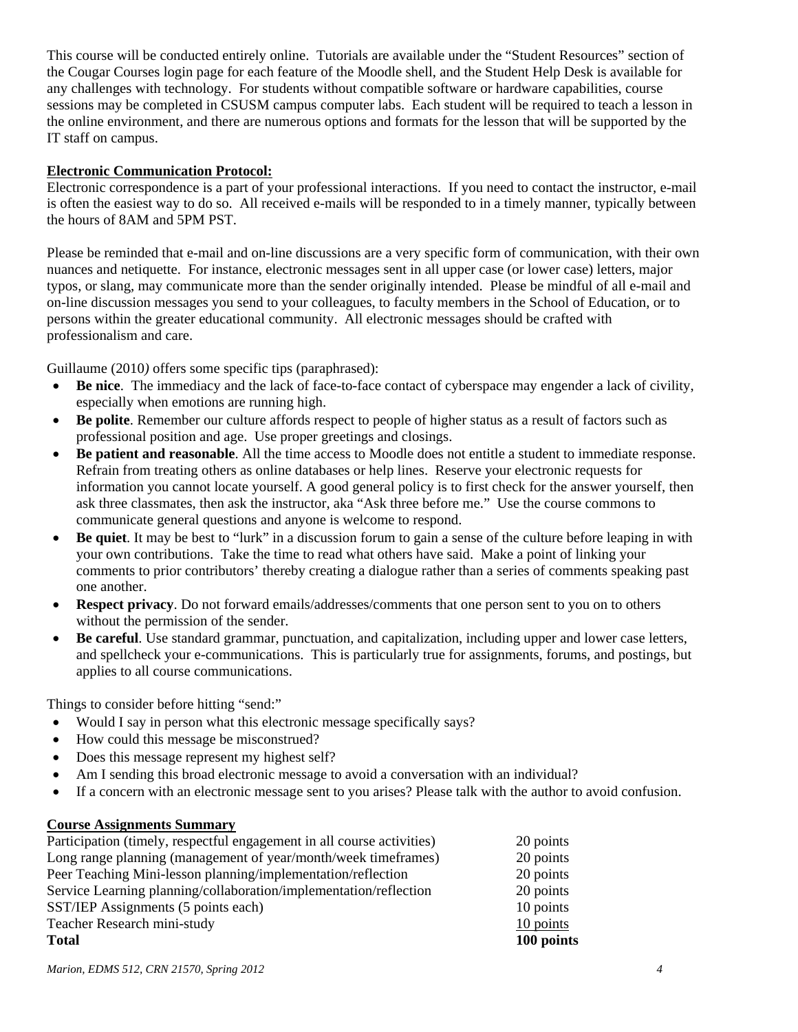This course will be conducted entirely online. Tutorials are available under the "Student Resources" section of the Cougar Courses login page for each feature of the Moodle shell, and the Student Help Desk is available for any challenges with technology. For students without compatible software or hardware capabilities, course sessions may be completed in CSUSM campus computer labs. Each student will be required to teach a lesson in the online environment, and there are numerous options and formats for the lesson that will be supported by the IT staff on campus.

**Electronic Communication Protocol:**

Electronic correspondence is a part of your professional interactions. If you need to contact the instructor, e-mail is often the easiest way to do so. All received e-mails will be responded to in a timely manner, typically between the hours of 8AM and 5PM PST.

Please be reminded that e-mail and on-line discussions are a very specific form of communication, with their own nuances and netiquette. For instance, electronic messages sent in all upper case (or lower case) letters, major typos, or slang, may communicate more than the sender originally intended. Please be mindful of all e-mail and on-line discussion messages you send to your colleagues, to faculty members in the School of Education, or to persons within the greater educational community. All electronic messages should be crafted with professionalism and care.

Guillaume (2010*)* offers some specific tips (paraphrased):

- **Be nice**. The immediacy and the lack of face-to-face contact of cyberspace may engender a lack of civility, especially when emotions are running high.
- **Be polite**. Remember our culture affords respect to people of higher status as a result of factors such as professional position and age. Use proper greetings and closings.
- **Be patient and reasonable**. All the time access to Moodle does not entitle a student to immediate response. Refrain from treating others as online databases or help lines. Reserve your electronic requests for information you cannot locate yourself. A good general policy is to first check for the answer yourself, then ask three classmates, then ask the instructor, aka "Ask three before me." Use the course commons to communicate general questions and anyone is welcome to respond.
- **Be quiet**. It may be best to "lurk" in a discussion forum to gain a sense of the culture before leaping in with your own contributions. Take the time to read what others have said. Make a point of linking your comments to prior contributors' thereby creating a dialogue rather than a series of comments speaking past one another.
- **Respect privacy**. Do not forward emails/addresses/comments that one person sent to you on to others without the permission of the sender.
- **Be careful**. Use standard grammar, punctuation, and capitalization, including upper and lower case letters, and spellcheck your e-communications. This is particularly true for assignments, forums, and postings, but applies to all course communications.

Things to consider before hitting "send:"

- Would I say in person what this electronic message specifically says?
- How could this message be misconstrued?
- Does this message represent my highest self?
- Am I sending this broad electronic message to avoid a conversation with an individual?
- If a concern with an electronic message sent to you arises? Please talk with the author to avoid confusion.

**Course Assignments Summary**

| | |
|---|---|
| Participation (timely, respectful engagement in all course activities) | 20 points |
| Long range planning (management of year/month/week timeframes) | 20 points |
| Peer Teaching Mini-lesson planning/implementation/reflection | 20 points |
| Service Learning planning/collaboration/implementation/reflection | 20 points |
| SST/IEP Assignments (5 points each) | 10 points |
| Teacher Research mini-study | 10 points |
| **Total** | **100 points** |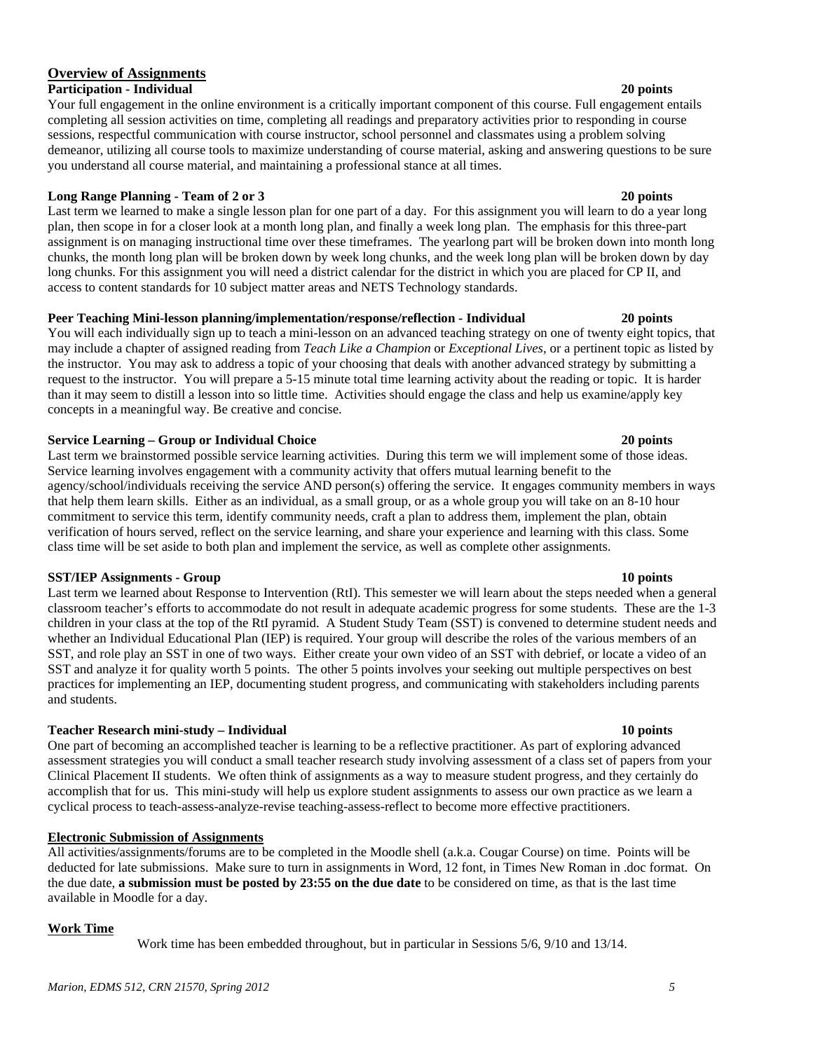## Overview of Assignments

**Participation - Individual** **20 points**

Your full engagement in the online environment is a critically important component of this course. Full engagement entails completing all session activities on time, completing all readings and preparatory activities prior to responding in course sessions, respectful communication with course instructor, school personnel and classmates using a problem solving demeanor, utilizing all course tools to maximize understanding of course material, asking and answering questions to be sure you understand all course material, and maintaining a professional stance at all times.

**Long Range Planning - Team of 2 or 3** **20 points**

Last term we learned to make a single lesson plan for one part of a day. For this assignment you will learn to do a year long plan, then scope in for a closer look at a month long plan, and finally a week long plan. The emphasis for this three-part assignment is on managing instructional time over these timeframes. The yearlong part will be broken down into month long chunks, the month long plan will be broken down by week long chunks, and the week long plan will be broken down by day long chunks. For this assignment you will need a district calendar for the district in which you are placed for CP II, and access to content standards for 10 subject matter areas and NETS Technology standards.

**Peer Teaching Mini-lesson planning/implementation/response/reflection - Individual** **20 points**

You will each individually sign up to teach a mini-lesson on an advanced teaching strategy on one of twenty eight topics, that may include a chapter of assigned reading from *Teach Like a Champion* or *Exceptional Lives*, or a pertinent topic as listed by the instructor. You may ask to address a topic of your choosing that deals with another advanced strategy by submitting a request to the instructor. You will prepare a 5-15 minute total time learning activity about the reading or topic. It is harder than it may seem to distill a lesson into so little time. Activities should engage the class and help us examine/apply key concepts in a meaningful way. Be creative and concise.

**Service Learning – Group or Individual Choice** **20 points**

Last term we brainstormed possible service learning activities. During this term we will implement some of those ideas. Service learning involves engagement with a community activity that offers mutual learning benefit to the agency/school/individuals receiving the service AND person(s) offering the service. It engages community members in ways that help them learn skills. Either as an individual, as a small group, or as a whole group you will take on an 8-10 hour commitment to service this term, identify community needs, craft a plan to address them, implement the plan, obtain verification of hours served, reflect on the service learning, and share your experience and learning with this class. Some class time will be set aside to both plan and implement the service, as well as complete other assignments.

**SST/IEP Assignments - Group** **10 points**

Last term we learned about Response to Intervention (RtI). This semester we will learn about the steps needed when a general classroom teacher's efforts to accommodate do not result in adequate academic progress for some students. These are the 1-3 children in your class at the top of the RtI pyramid. A Student Study Team (SST) is convened to determine student needs and whether an Individual Educational Plan (IEP) is required. Your group will describe the roles of the various members of an SST, and role play an SST in one of two ways. Either create your own video of an SST with debrief, or locate a video of an SST and analyze it for quality worth 5 points. The other 5 points involves your seeking out multiple perspectives on best practices for implementing an IEP, documenting student progress, and communicating with stakeholders including parents and students.

**Teacher Research mini-study – Individual** **10 points**

One part of becoming an accomplished teacher is learning to be a reflective practitioner. As part of exploring advanced assessment strategies you will conduct a small teacher research study involving assessment of a class set of papers from your Clinical Placement II students. We often think of assignments as a way to measure student progress, and they certainly do accomplish that for us. This mini-study will help us explore student assignments to assess our own practice as we learn a cyclical process to teach-assess-analyze-revise teaching-assess-reflect to become more effective practitioners.

## Electronic Submission of Assignments

All activities/assignments/forums are to be completed in the Moodle shell (a.k.a. Cougar Course) on time. Points will be deducted for late submissions. Make sure to turn in assignments in Word, 12 font, in Times New Roman in .doc format. On the due date, **a submission must be posted by 23:55 on the due date** to be considered on time, as that is the last time available in Moodle for a day.

## Work Time

Work time has been embedded throughout, but in particular in Sessions 5/6, 9/10 and 13/14.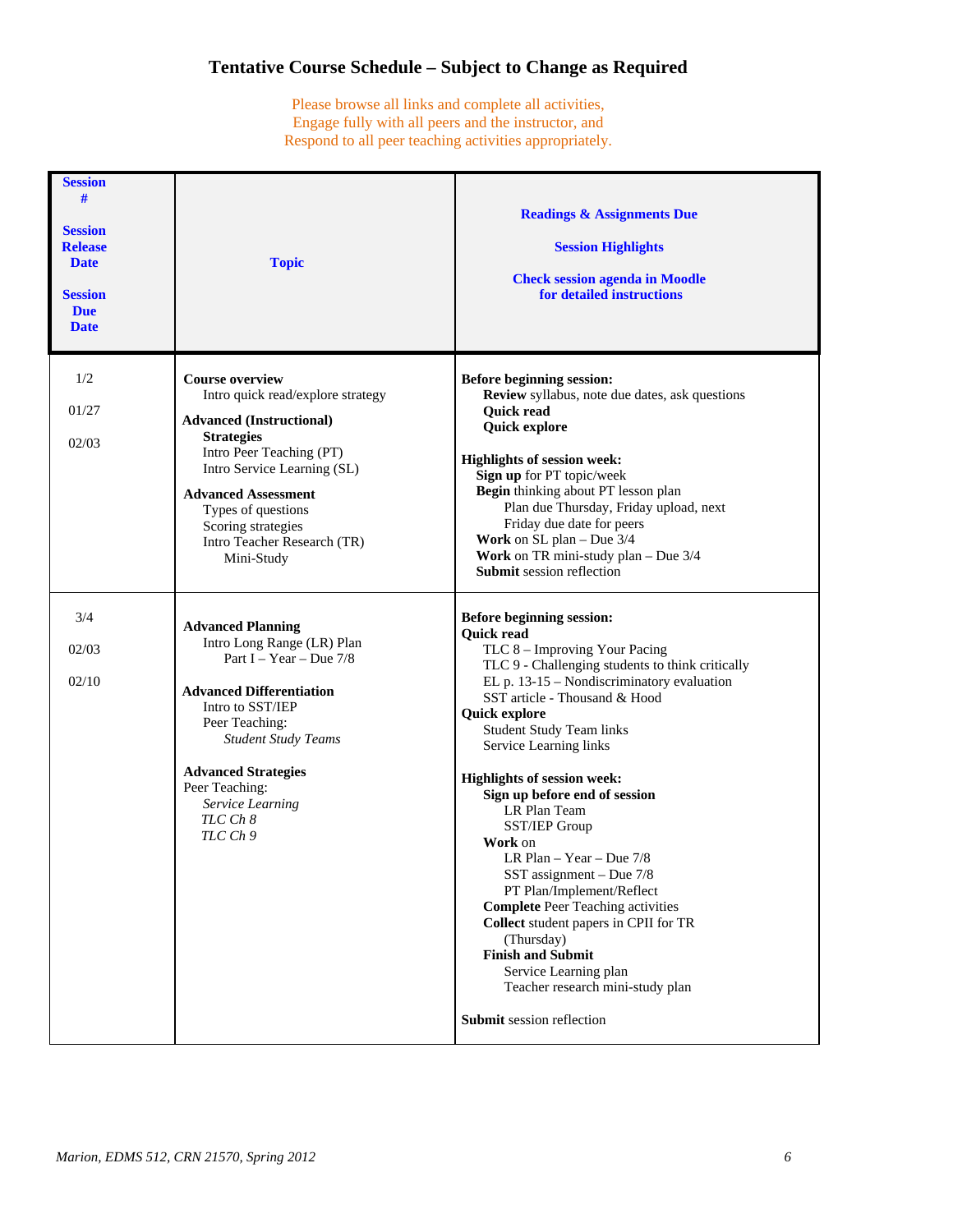## Tentative Course Schedule – Subject to Change as Required

Please browse all links and complete all activities,
Engage fully with all peers and the instructor, and
Respond to all peer teaching activities appropriately.

| Session #<br><br>Session Release Date<br><br>Session Due Date | Topic | Readings & Assignments Due<br><br>Session Highlights<br><br>Check session agenda in Moodle for detailed instructions |
|---|---|---|
| 1/2<br><br>01/27<br><br>02/03 | **Course overview**<br>Intro quick read/explore strategy<br><br>**Advanced (Instructional) Strategies**<br>Intro Peer Teaching (PT)<br>Intro Service Learning (SL)<br><br>**Advanced Assessment**<br>Types of questions<br>Scoring strategies<br>Intro Teacher Research (TR) Mini-Study | **Before beginning session:**<br>**Review** syllabus, note due dates, ask questions<br>**Quick read**<br>**Quick explore**<br><br>**Highlights of session week:**<br>**Sign up** for PT topic/week<br>**Begin** thinking about PT lesson plan<br>Plan due Thursday, Friday upload, next Friday due date for peers<br>**Work** on SL plan – Due 3/4<br>**Work** on TR mini-study plan – Due 3/4<br>**Submit** session reflection |
| 3/4<br><br>02/03<br><br>02/10 | **Advanced Planning**<br>Intro Long Range (LR) Plan<br>Part I – Year – Due 7/8<br><br>**Advanced Differentiation**<br>Intro to SST/IEP<br>Peer Teaching:<br>*Student Study Teams*<br><br>**Advanced Strategies**<br>Peer Teaching:<br>*Service Learning*<br>*TLC Ch 8*<br>*TLC Ch 9* | **Before beginning session:**<br>**Quick read**<br>TLC 8 – Improving Your Pacing<br>TLC 9 - Challenging students to think critically<br>EL p. 13-15 – Nondiscriminatory evaluation<br>SST article - Thousand & Hood<br>**Quick explore**<br>Student Study Team links<br>Service Learning links<br><br>**Highlights of session week:**<br>**Sign up before end of session**<br>LR Plan Team<br>SST/IEP Group<br>**Work** on<br>LR Plan – Year – Due 7/8<br>SST assignment – Due 7/8<br>PT Plan/Implement/Reflect<br>**Complete** Peer Teaching activities<br>**Collect** student papers in CPII for TR (Thursday)<br>**Finish and Submit**<br>Service Learning plan<br>Teacher research mini-study plan<br><br>**Submit** session reflection |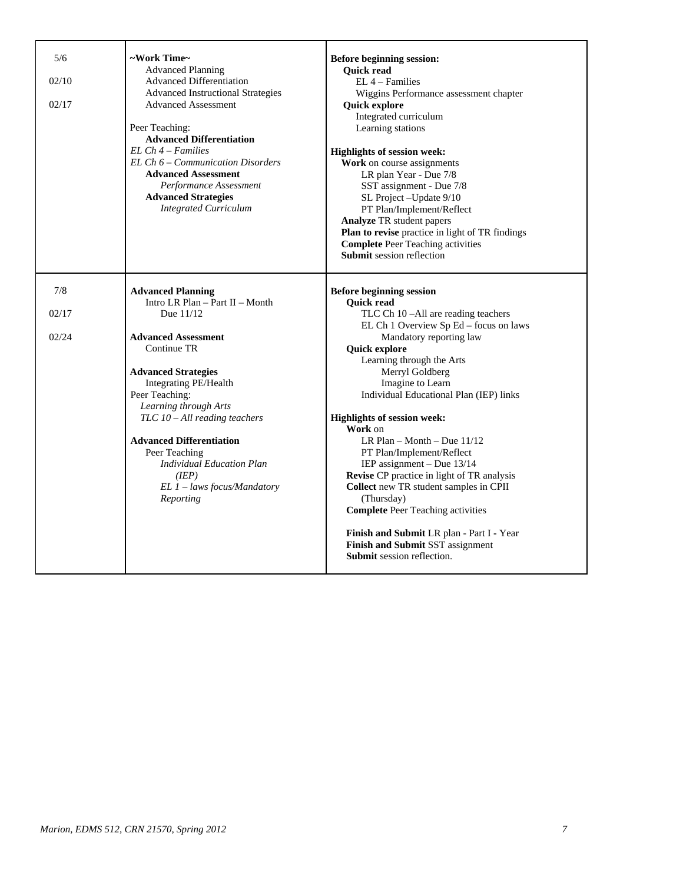| | | |
|---|---|---|
| 5/6<br><br>02/10<br><br>02/17 | **~Work Time~**<br>Advanced Planning<br>Advanced Differentiation<br>Advanced Instructional Strategies<br>Advanced Assessment<br><br>Peer Teaching:<br>**Advanced Differentiation**<br>*EL Ch 4 – Families*<br>*EL Ch 6 – Communication Disorders*<br>**Advanced Assessment**<br>*Performance Assessment*<br>**Advanced Strategies**<br>*Integrated Curriculum* | **Before beginning session:**<br>**Quick read**<br>EL 4 – Families<br>Wiggins Performance assessment chapter<br>**Quick explore**<br>Integrated curriculum<br>Learning stations<br><br>**Highlights of session week:**<br>**Work** on course assignments<br>LR plan Year - Due 7/8<br>SST assignment - Due 7/8<br>SL Project –Update 9/10<br>PT Plan/Implement/Reflect<br>**Analyze** TR student papers<br>**Plan to revise** practice in light of TR findings<br>**Complete** Peer Teaching activities<br>**Submit** session reflection |
| 7/8<br><br>02/17<br><br>02/24 | **Advanced Planning**<br>Intro LR Plan – Part II – Month<br>Due 11/12<br><br>**Advanced Assessment**<br>Continue TR<br><br>**Advanced Strategies**<br>Integrating PE/Health<br>Peer Teaching:<br>*Learning through Arts*<br>*TLC 10 – All reading teachers*<br><br>**Advanced Differentiation**<br>Peer Teaching<br>*Individual Education Plan (IEP)*<br>*EL 1 – laws focus/Mandatory Reporting* | **Before beginning session**<br>**Quick read**<br>TLC Ch 10 –All are reading teachers<br>EL Ch 1 Overview Sp Ed – focus on laws<br>Mandatory reporting law<br>**Quick explore**<br>Learning through the Arts<br>Merryl Goldberg<br>Imagine to Learn<br>Individual Educational Plan (IEP) links<br><br>**Highlights of session week:**<br>**Work** on<br>LR Plan – Month – Due 11/12<br>PT Plan/Implement/Reflect<br>IEP assignment – Due 13/14<br>**Revise** CP practice in light of TR analysis<br>**Collect** new TR student samples in CPII (Thursday)<br>**Complete** Peer Teaching activities<br><br>**Finish and Submit** LR plan - Part I - Year<br>**Finish and Submit** SST assignment<br>**Submit** session reflection. |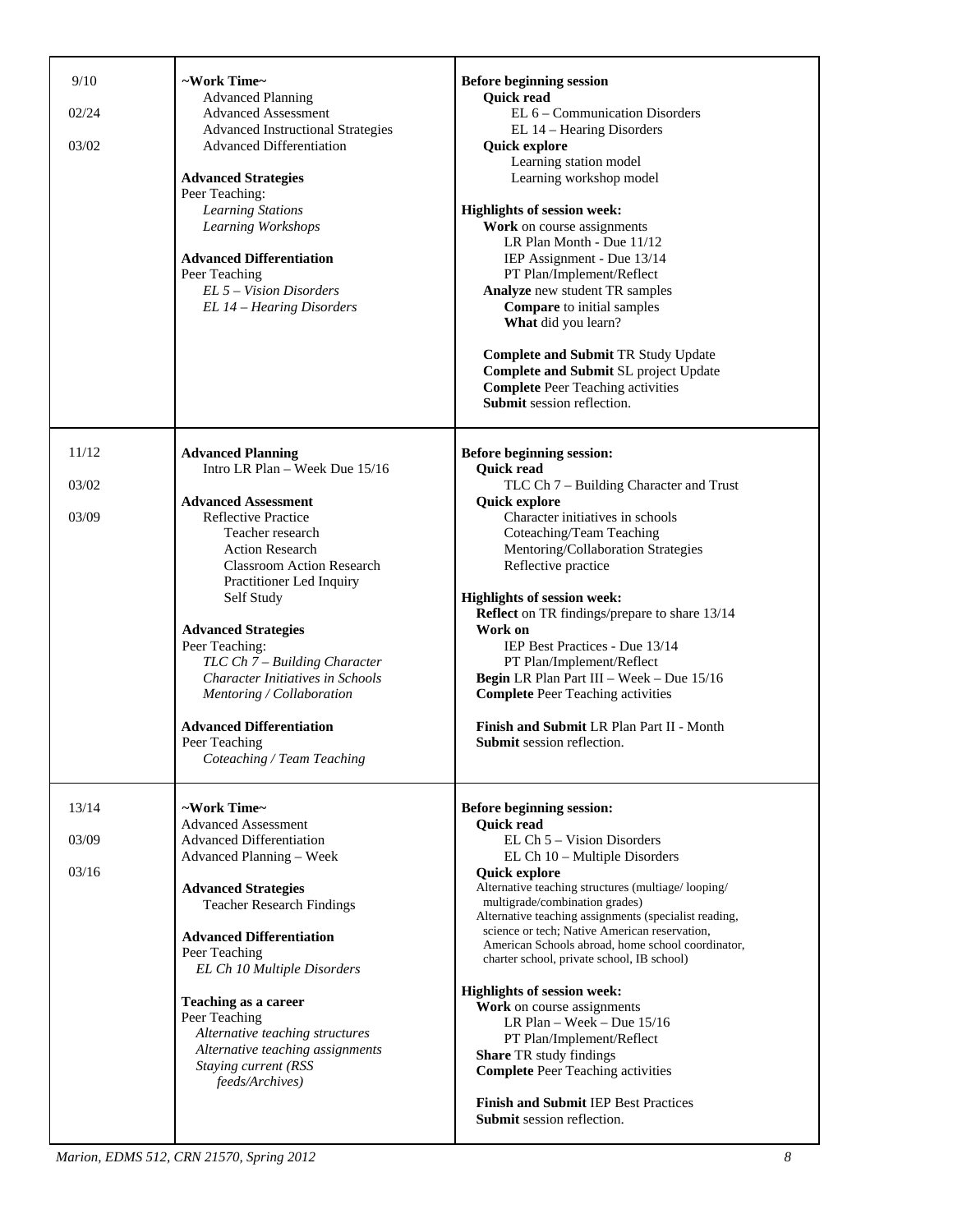| | | |
|---|---|---|
| 9/10<br><br>02/24<br><br>03/02 | **~Work Time~**<br>Advanced Planning<br>Advanced Assessment<br>Advanced Instructional Strategies<br>Advanced Differentiation<br><br>**Advanced Strategies**<br>Peer Teaching:<br>*Learning Stations*<br>*Learning Workshops*<br><br>**Advanced Differentiation**<br>Peer Teaching<br>*EL 5 – Vision Disorders*<br>*EL 14 – Hearing Disorders* | **Before beginning session**<br>**Quick read**<br>EL 6 – Communication Disorders<br>EL 14 – Hearing Disorders<br>**Quick explore**<br>Learning station model<br>Learning workshop model<br><br>**Highlights of session week:**<br>**Work** on course assignments<br>LR Plan Month - Due 11/12<br>IEP Assignment - Due 13/14<br>PT Plan/Implement/Reflect<br>**Analyze** new student TR samples<br>**Compare** to initial samples<br>**What** did you learn?<br><br>**Complete and Submit** TR Study Update<br>**Complete and Submit** SL project Update<br>**Complete** Peer Teaching activities<br>**Submit** session reflection. |
| 11/12<br><br>03/02<br><br>03/09 | **Advanced Planning**<br>Intro LR Plan – Week Due 15/16<br><br>**Advanced Assessment**<br>Reflective Practice<br>Teacher research<br>Action Research<br>Classroom Action Research<br>Practitioner Led Inquiry<br>Self Study<br><br>**Advanced Strategies**<br>Peer Teaching:<br>*TLC Ch 7 – Building Character*<br>*Character Initiatives in Schools*<br>*Mentoring / Collaboration*<br><br>**Advanced Differentiation**<br>Peer Teaching<br>*Coteaching / Team Teaching* | **Before beginning session:**<br>**Quick read**<br>TLC Ch 7 – Building Character and Trust<br>**Quick explore**<br>Character initiatives in schools<br>Coteaching/Team Teaching<br>Mentoring/Collaboration Strategies<br>Reflective practice<br><br>**Highlights of session week:**<br>**Reflect** on TR findings/prepare to share 13/14<br>**Work on**<br>IEP Best Practices - Due 13/14<br>PT Plan/Implement/Reflect<br>**Begin** LR Plan Part III – Week – Due 15/16<br>**Complete** Peer Teaching activities<br><br>**Finish and Submit** LR Plan Part II - Month<br>**Submit** session reflection. |
| 13/14<br><br>03/09<br><br>03/16 | **~Work Time~**<br>Advanced Assessment<br>Advanced Differentiation<br>Advanced Planning – Week<br><br>**Advanced Strategies**<br>Teacher Research Findings<br><br>**Advanced Differentiation**<br>Peer Teaching<br>*EL Ch 10 Multiple Disorders*<br><br>**Teaching as a career**<br>Peer Teaching<br>*Alternative teaching structures*<br>*Alternative teaching assignments*<br>*Staying current (RSS feeds/Archives)* | **Before beginning session:**<br>**Quick read**<br>EL Ch 5 – Vision Disorders<br>EL Ch 10 – Multiple Disorders<br>**Quick explore**<br>Alternative teaching structures (multiage/ looping/ multigrade/combination grades)<br>Alternative teaching assignments (specialist reading, science or tech; Native American reservation, American Schools abroad, home school coordinator, charter school, private school, IB school)<br><br>**Highlights of session week:**<br>**Work** on course assignments<br>LR Plan – Week – Due 15/16<br>PT Plan/Implement/Reflect<br>**Share** TR study findings<br>**Complete** Peer Teaching activities<br><br>**Finish and Submit** IEP Best Practices<br>**Submit** session reflection. |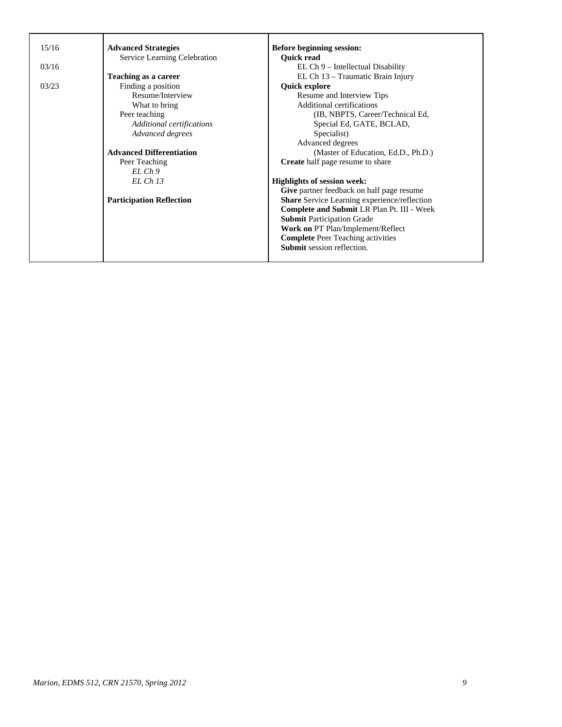| | | |
|---|---|---|
| 15/16<br><br>03/16<br><br>03/23 | **Advanced Strategies**<br>Service Learning Celebration<br><br>**Teaching as a career**<br>Finding a position<br>Resume/Interview<br>What to bring<br>Peer teaching<br>*Additional certifications*<br>*Advanced degrees*<br><br>**Advanced Differentiation**<br>Peer Teaching<br>*EL Ch 9*<br>*EL Ch 13*<br><br>**Participation Reflection** | **Before beginning session:**<br>**Quick read**<br>EL Ch 9 – Intellectual Disability<br>EL Ch 13 – Traumatic Brain Injury<br>**Quick explore**<br>Resume and Interview Tips<br>Additional certifications<br>(IB, NBPTS, Career/Technical Ed, Special Ed, GATE, BCLAD, Specialist)<br>Advanced degrees<br>(Master of Education, Ed.D., Ph.D.)<br>**Create** half page resume to share<br><br>**Highlights of session week:**<br>**Give** partner feedback on half page resume<br>**Share** Service Learning experience/reflection<br>**Complete and Submit** LR Plan Pt. III - Week<br>**Submit** Participation Grade<br>**Work on** PT Plan/Implement/Reflect<br>**Complete** Peer Teaching activities<br>**Submit** session reflection. |